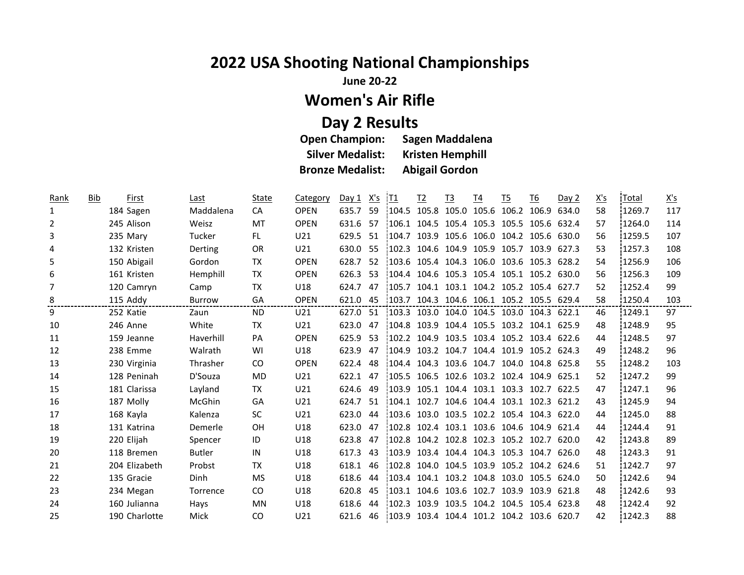# 2022 USA Shooting National Championships

**June 20-22**

## Women's Air Rifle

## Day 2 Results

**Open Champion:** **Sagen Maddalena**
**Silver Medalist:** **Kristen Hemphill**
**Bronze Medalist:** **Abigail Gordon**

| Rank | Bib | First | Last | State | Category | Day 1 | X's | T1 | T2 | T3 | T4 | T5 | T6 | Day 2 | X's | Total | X's |
|---|---|---|---|---|---|---|---|---|---|---|---|---|---|---|---|---|---|
| 1 | 184 | Sagen | Maddalena | CA | OPEN | 635.7 | 59 | 104.5 | 105.8 | 105.0 | 105.6 | 106.2 | 106.9 | 634.0 | 58 | 1269.7 | 117 |
| 2 | 245 | Alison | Weisz | MT | OPEN | 631.6 | 57 | 106.1 | 104.5 | 105.4 | 105.3 | 105.5 | 105.6 | 632.4 | 57 | 1264.0 | 114 |
| 3 | 235 | Mary | Tucker | FL | U21 | 629.5 | 51 | 104.7 | 103.9 | 105.6 | 106.0 | 104.2 | 105.6 | 630.0 | 56 | 1259.5 | 107 |
| 4 | 132 | Kristen | Derting | OR | U21 | 630.0 | 55 | 102.3 | 104.6 | 104.9 | 105.9 | 105.7 | 103.9 | 627.3 | 53 | 1257.3 | 108 |
| 5 | 150 | Abigail | Gordon | TX | OPEN | 628.7 | 52 | 103.6 | 105.4 | 104.3 | 106.0 | 103.6 | 105.3 | 628.2 | 54 | 1256.9 | 106 |
| 6 | 161 | Kristen | Hemphill | TX | OPEN | 626.3 | 53 | 104.4 | 104.6 | 105.3 | 105.4 | 105.1 | 105.2 | 630.0 | 56 | 1256.3 | 109 |
| 7 | 120 | Camryn | Camp | TX | U18 | 624.7 | 47 | 105.7 | 104.1 | 103.1 | 104.2 | 105.2 | 105.4 | 627.7 | 52 | 1252.4 | 99 |
| 8 | 115 | Addy | Burrow | GA | OPEN | 621.0 | 45 | 103.7 | 104.3 | 104.6 | 106.1 | 105.2 | 105.5 | 629.4 | 58 | 1250.4 | 103 |
| 9 | 252 | Katie | Zaun | ND | U21 | 627.0 | 51 | 103.3 | 103.0 | 104.0 | 104.5 | 103.0 | 104.3 | 622.1 | 46 | 1249.1 | 97 |
| 10 | 246 | Anne | White | TX | U21 | 623.0 | 47 | 104.8 | 103.9 | 104.4 | 105.5 | 103.2 | 104.1 | 625.9 | 48 | 1248.9 | 95 |
| 11 | 159 | Jeanne | Haverhill | PA | OPEN | 625.9 | 53 | 102.2 | 104.9 | 103.5 | 103.4 | 105.2 | 103.4 | 622.6 | 44 | 1248.5 | 97 |
| 12 | 238 | Emme | Walrath | WI | U18 | 623.9 | 47 | 104.9 | 103.2 | 104.7 | 104.4 | 101.9 | 105.2 | 624.3 | 49 | 1248.2 | 96 |
| 13 | 230 | Virginia | Thrasher | CO | OPEN | 622.4 | 48 | 104.4 | 104.3 | 103.6 | 104.7 | 104.0 | 104.8 | 625.8 | 55 | 1248.2 | 103 |
| 14 | 128 | Peninah | D'Souza | MD | U21 | 622.1 | 47 | 105.5 | 106.5 | 102.6 | 103.2 | 102.4 | 104.9 | 625.1 | 52 | 1247.2 | 99 |
| 15 | 181 | Clarissa | Layland | TX | U21 | 624.6 | 49 | 103.9 | 105.1 | 104.4 | 103.1 | 103.3 | 102.7 | 622.5 | 47 | 1247.1 | 96 |
| 16 | 187 | Molly | McGhin | GA | U21 | 624.7 | 51 | 104.1 | 102.7 | 104.6 | 104.4 | 103.1 | 102.3 | 621.2 | 43 | 1245.9 | 94 |
| 17 | 168 | Kayla | Kalenza | SC | U21 | 623.0 | 44 | 103.6 | 103.0 | 103.5 | 102.2 | 105.4 | 104.3 | 622.0 | 44 | 1245.0 | 88 |
| 18 | 131 | Katrina | Demerle | OH | U18 | 623.0 | 47 | 102.8 | 102.4 | 103.1 | 103.6 | 104.6 | 104.9 | 621.4 | 44 | 1244.4 | 91 |
| 19 | 220 | Elijah | Spencer | ID | U18 | 623.8 | 47 | 102.8 | 104.2 | 102.8 | 102.3 | 105.2 | 102.7 | 620.0 | 42 | 1243.8 | 89 |
| 20 | 118 | Bremen | Butler | IN | U18 | 617.3 | 43 | 103.9 | 103.4 | 104.4 | 104.3 | 105.3 | 104.7 | 626.0 | 48 | 1243.3 | 91 |
| 21 | 204 | Elizabeth | Probst | TX | U18 | 618.1 | 46 | 102.8 | 104.0 | 104.5 | 103.9 | 105.2 | 104.2 | 624.6 | 51 | 1242.7 | 97 |
| 22 | 135 | Gracie | Dinh | MS | U18 | 618.6 | 44 | 103.4 | 104.1 | 103.2 | 104.8 | 103.0 | 105.5 | 624.0 | 50 | 1242.6 | 94 |
| 23 | 234 | Megan | Torrence | CO | U18 | 620.8 | 45 | 103.1 | 104.6 | 103.6 | 102.7 | 103.9 | 103.9 | 621.8 | 48 | 1242.6 | 93 |
| 24 | 160 | Julianna | Hays | MN | U18 | 618.6 | 44 | 102.3 | 103.9 | 103.5 | 104.2 | 104.5 | 105.4 | 623.8 | 48 | 1242.4 | 92 |
| 25 | 190 | Charlotte | Mick | CO | U21 | 621.6 | 46 | 103.9 | 103.4 | 104.4 | 101.2 | 104.2 | 103.6 | 620.7 | 42 | 1242.3 | 88 |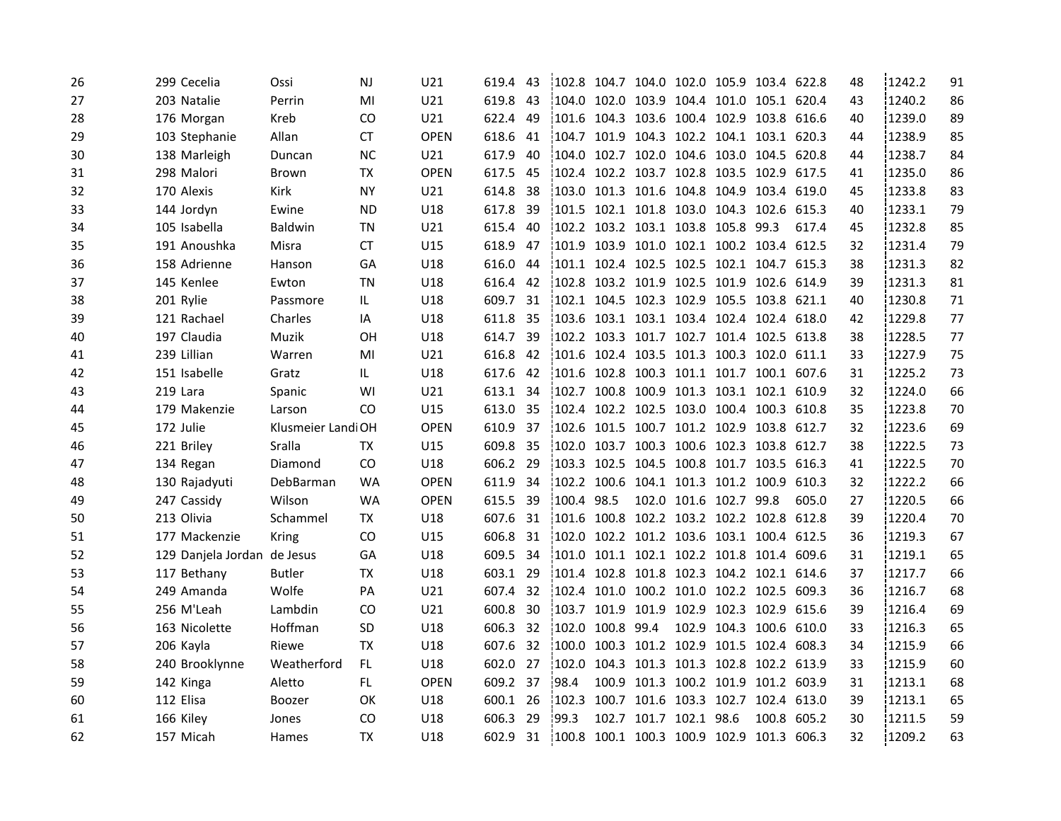| 26 | 299 | Cecelia | Ossi | NJ | U21 | 619.4 | 43 | 102.8 | 104.7 | 104.0 | 102.0 | 105.9 | 103.4 | 622.8 | 48 | 1242.2 | 91 |
|---|---|---|---|---|---|---|---|---|---|---|---|---|---|---|---|---|---|
| 27 | 203 | Natalie | Perrin | MI | U21 | 619.8 | 43 | 104.0 | 102.0 | 103.9 | 104.4 | 101.0 | 105.1 | 620.4 | 43 | 1240.2 | 86 |
| 28 | 176 | Morgan | Kreb | CO | U21 | 622.4 | 49 | 101.6 | 104.3 | 103.6 | 100.4 | 102.9 | 103.8 | 616.6 | 40 | 1239.0 | 89 |
| 29 | 103 | Stephanie | Allan | CT | OPEN | 618.6 | 41 | 104.7 | 101.9 | 104.3 | 102.2 | 104.1 | 103.1 | 620.3 | 44 | 1238.9 | 85 |
| 30 | 138 | Marleigh | Duncan | NC | U21 | 617.9 | 40 | 104.0 | 102.7 | 102.0 | 104.6 | 103.0 | 104.5 | 620.8 | 44 | 1238.7 | 84 |
| 31 | 298 | Malori | Brown | TX | OPEN | 617.5 | 45 | 102.4 | 102.2 | 103.7 | 102.8 | 103.5 | 102.9 | 617.5 | 41 | 1235.0 | 86 |
| 32 | 170 | Alexis | Kirk | NY | U21 | 614.8 | 38 | 103.0 | 101.3 | 101.6 | 104.8 | 104.9 | 103.4 | 619.0 | 45 | 1233.8 | 83 |
| 33 | 144 | Jordyn | Ewine | ND | U18 | 617.8 | 39 | 101.5 | 102.1 | 101.8 | 103.0 | 104.3 | 102.6 | 615.3 | 40 | 1233.1 | 79 |
| 34 | 105 | Isabella | Baldwin | TN | U21 | 615.4 | 40 | 102.2 | 103.2 | 103.1 | 103.8 | 105.8 | 99.3 | 617.4 | 45 | 1232.8 | 85 |
| 35 | 191 | Anoushka | Misra | CT | U15 | 618.9 | 47 | 101.9 | 103.9 | 101.0 | 102.1 | 100.2 | 103.4 | 612.5 | 32 | 1231.4 | 79 |
| 36 | 158 | Adrienne | Hanson | GA | U18 | 616.0 | 44 | 101.1 | 102.4 | 102.5 | 102.5 | 102.1 | 104.7 | 615.3 | 38 | 1231.3 | 82 |
| 37 | 145 | Kenlee | Ewton | TN | U18 | 616.4 | 42 | 102.8 | 103.2 | 101.9 | 102.5 | 101.9 | 102.6 | 614.9 | 39 | 1231.3 | 81 |
| 38 | 201 | Rylie | Passmore | IL | U18 | 609.7 | 31 | 102.1 | 104.5 | 102.3 | 102.9 | 105.5 | 103.8 | 621.1 | 40 | 1230.8 | 71 |
| 39 | 121 | Rachael | Charles | IA | U18 | 611.8 | 35 | 103.6 | 103.1 | 103.1 | 103.4 | 102.4 | 102.4 | 618.0 | 42 | 1229.8 | 77 |
| 40 | 197 | Claudia | Muzik | OH | U18 | 614.7 | 39 | 102.2 | 103.3 | 101.7 | 102.7 | 101.4 | 102.5 | 613.8 | 38 | 1228.5 | 77 |
| 41 | 239 | Lillian | Warren | MI | U21 | 616.8 | 42 | 101.6 | 102.4 | 103.5 | 101.3 | 100.3 | 102.0 | 611.1 | 33 | 1227.9 | 75 |
| 42 | 151 | Isabelle | Gratz | IL | U18 | 617.6 | 42 | 101.6 | 102.8 | 100.3 | 101.1 | 101.7 | 100.1 | 607.6 | 31 | 1225.2 | 73 |
| 43 | 219 | Lara | Spanic | WI | U21 | 613.1 | 34 | 102.7 | 100.8 | 100.9 | 101.3 | 103.1 | 102.1 | 610.9 | 32 | 1224.0 | 66 |
| 44 | 179 | Makenzie | Larson | CO | U15 | 613.0 | 35 | 102.4 | 102.2 | 102.5 | 103.0 | 100.4 | 100.3 | 610.8 | 35 | 1223.8 | 70 |
| 45 | 172 | Julie | Klusmeier Landi | OH | OPEN | 610.9 | 37 | 102.6 | 101.5 | 100.7 | 101.2 | 102.9 | 103.8 | 612.7 | 32 | 1223.6 | 69 |
| 46 | 221 | Briley | Sralla | TX | U15 | 609.8 | 35 | 102.0 | 103.7 | 100.3 | 100.6 | 102.3 | 103.8 | 612.7 | 38 | 1222.5 | 73 |
| 47 | 134 | Regan | Diamond | CO | U18 | 606.2 | 29 | 103.3 | 102.5 | 104.5 | 100.8 | 101.7 | 103.5 | 616.3 | 41 | 1222.5 | 70 |
| 48 | 130 | Rajadyuti | DebBarman | WA | OPEN | 611.9 | 34 | 102.2 | 100.6 | 104.1 | 101.3 | 101.2 | 100.9 | 610.3 | 32 | 1222.2 | 66 |
| 49 | 247 | Cassidy | Wilson | WA | OPEN | 615.5 | 39 | 100.4 | 98.5 | 102.0 | 101.6 | 102.7 | 99.8 | 605.0 | 27 | 1220.5 | 66 |
| 50 | 213 | Olivia | Schammel | TX | U18 | 607.6 | 31 | 101.6 | 100.8 | 102.2 | 103.2 | 102.2 | 102.8 | 612.8 | 39 | 1220.4 | 70 |
| 51 | 177 | Mackenzie | Kring | CO | U15 | 606.8 | 31 | 102.0 | 102.2 | 101.2 | 103.6 | 103.1 | 100.4 | 612.5 | 36 | 1219.3 | 67 |
| 52 | 129 | Danjela Jordan | de Jesus | GA | U18 | 609.5 | 34 | 101.0 | 101.1 | 102.1 | 102.2 | 101.8 | 101.4 | 609.6 | 31 | 1219.1 | 65 |
| 53 | 117 | Bethany | Butler | TX | U18 | 603.1 | 29 | 101.4 | 102.8 | 101.8 | 102.3 | 104.2 | 102.1 | 614.6 | 37 | 1217.7 | 66 |
| 54 | 249 | Amanda | Wolfe | PA | U21 | 607.4 | 32 | 102.4 | 101.0 | 100.2 | 101.0 | 102.2 | 102.5 | 609.3 | 36 | 1216.7 | 68 |
| 55 | 256 | M'Leah | Lambdin | CO | U21 | 600.8 | 30 | 103.7 | 101.9 | 101.9 | 102.9 | 102.3 | 102.9 | 615.6 | 39 | 1216.4 | 69 |
| 56 | 163 | Nicolette | Hoffman | SD | U18 | 606.3 | 32 | 102.0 | 100.8 | 99.4 | 102.9 | 104.3 | 100.6 | 610.0 | 33 | 1216.3 | 65 |
| 57 | 206 | Kayla | Riewe | TX | U18 | 607.6 | 32 | 100.0 | 100.3 | 101.2 | 102.9 | 101.5 | 102.4 | 608.3 | 34 | 1215.9 | 66 |
| 58 | 240 | Brooklynne | Weatherford | FL | U18 | 602.0 | 27 | 102.0 | 104.3 | 101.3 | 101.3 | 102.8 | 102.2 | 613.9 | 33 | 1215.9 | 60 |
| 59 | 142 | Kinga | Aletto | FL | OPEN | 609.2 | 37 | 98.4 | 100.9 | 101.3 | 100.2 | 101.9 | 101.2 | 603.9 | 31 | 1213.1 | 68 |
| 60 | 112 | Elisa | Boozer | OK | U18 | 600.1 | 26 | 102.3 | 100.7 | 101.6 | 103.3 | 102.7 | 102.4 | 613.0 | 39 | 1213.1 | 65 |
| 61 | 166 | Kiley | Jones | CO | U18 | 606.3 | 29 | 99.3 | 102.7 | 101.7 | 102.1 | 98.6 | 100.8 | 605.2 | 30 | 1211.5 | 59 |
| 62 | 157 | Micah | Hames | TX | U18 | 602.9 | 31 | 100.8 | 100.1 | 100.3 | 100.9 | 102.9 | 101.3 | 606.3 | 32 | 1209.2 | 63 |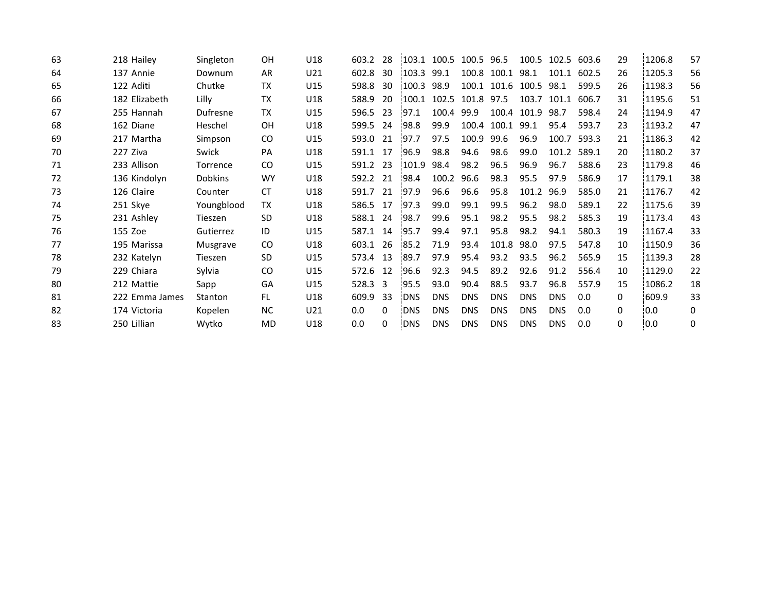| | | | | | | | | | | | | | | | | | | |
|---|---|---|---|---|---|---|---|---|---|---|---|---|---|---|---|---|---|---|
| 63 | 218 | Hailey | Singleton | OH | U18 | 603.2 | 28 | 103.1 | 100.5 | 100.5 | 96.5 | 100.5 | 102.5 | 603.6 | 29 | 1206.8 | 57 |
| 64 | 137 | Annie | Downum | AR | U21 | 602.8 | 30 | 103.3 | 99.1 | 100.8 | 100.1 | 98.1 | 101.1 | 602.5 | 26 | 1205.3 | 56 |
| 65 | 122 | Aditi | Chutke | TX | U15 | 598.8 | 30 | 100.3 | 98.9 | 100.1 | 101.6 | 100.5 | 98.1 | 599.5 | 26 | 1198.3 | 56 |
| 66 | 182 | Elizabeth | Lilly | TX | U18 | 588.9 | 20 | 100.1 | 102.5 | 101.8 | 97.5 | 103.7 | 101.1 | 606.7 | 31 | 1195.6 | 51 |
| 67 | 255 | Hannah | Dufresne | TX | U15 | 596.5 | 23 | 97.1 | 100.4 | 99.9 | 100.4 | 101.9 | 98.7 | 598.4 | 24 | 1194.9 | 47 |
| 68 | 162 | Diane | Heschel | OH | U18 | 599.5 | 24 | 98.8 | 99.9 | 100.4 | 100.1 | 99.1 | 95.4 | 593.7 | 23 | 1193.2 | 47 |
| 69 | 217 | Martha | Simpson | CO | U15 | 593.0 | 21 | 97.7 | 97.5 | 100.9 | 99.6 | 96.9 | 100.7 | 593.3 | 21 | 1186.3 | 42 |
| 70 | 227 | Ziva | Swick | PA | U18 | 591.1 | 17 | 96.9 | 98.8 | 94.6 | 98.6 | 99.0 | 101.2 | 589.1 | 20 | 1180.2 | 37 |
| 71 | 233 | Allison | Torrence | CO | U15 | 591.2 | 23 | 101.9 | 98.4 | 98.2 | 96.5 | 96.9 | 96.7 | 588.6 | 23 | 1179.8 | 46 |
| 72 | 136 | Kindolyn | Dobkins | WY | U18 | 592.2 | 21 | 98.4 | 100.2 | 96.6 | 98.3 | 95.5 | 97.9 | 586.9 | 17 | 1179.1 | 38 |
| 73 | 126 | Claire | Counter | CT | U18 | 591.7 | 21 | 97.9 | 96.6 | 96.6 | 95.8 | 101.2 | 96.9 | 585.0 | 21 | 1176.7 | 42 |
| 74 | 251 | Skye | Youngblood | TX | U18 | 586.5 | 17 | 97.3 | 99.0 | 99.1 | 99.5 | 96.2 | 98.0 | 589.1 | 22 | 1175.6 | 39 |
| 75 | 231 | Ashley | Tieszen | SD | U18 | 588.1 | 24 | 98.7 | 99.6 | 95.1 | 98.2 | 95.5 | 98.2 | 585.3 | 19 | 1173.4 | 43 |
| 76 | 155 | Zoe | Gutierrez | ID | U15 | 587.1 | 14 | 95.7 | 99.4 | 97.1 | 95.8 | 98.2 | 94.1 | 580.3 | 19 | 1167.4 | 33 |
| 77 | 195 | Marissa | Musgrave | CO | U18 | 603.1 | 26 | 85.2 | 71.9 | 93.4 | 101.8 | 98.0 | 97.5 | 547.8 | 10 | 1150.9 | 36 |
| 78 | 232 | Katelyn | Tieszen | SD | U15 | 573.4 | 13 | 89.7 | 97.9 | 95.4 | 93.2 | 93.5 | 96.2 | 565.9 | 15 | 1139.3 | 28 |
| 79 | 229 | Chiara | Sylvia | CO | U15 | 572.6 | 12 | 96.6 | 92.3 | 94.5 | 89.2 | 92.6 | 91.2 | 556.4 | 10 | 1129.0 | 22 |
| 80 | 212 | Mattie | Sapp | GA | U15 | 528.3 | 3 | 95.5 | 93.0 | 90.4 | 88.5 | 93.7 | 96.8 | 557.9 | 15 | 1086.2 | 18 |
| 81 | 222 | Emma James | Stanton | FL | U18 | 609.9 | 33 | DNS | DNS | DNS | DNS | DNS | DNS | 0.0 | 0 | 609.9 | 33 |
| 82 | 174 | Victoria | Kopelen | NC | U21 | 0.0 | 0 | DNS | DNS | DNS | DNS | DNS | DNS | 0.0 | 0 | 0.0 | 0 |
| 83 | 250 | Lillian | Wytko | MD | U18 | 0.0 | 0 | DNS | DNS | DNS | DNS | DNS | DNS | 0.0 | 0 | 0.0 | 0 |